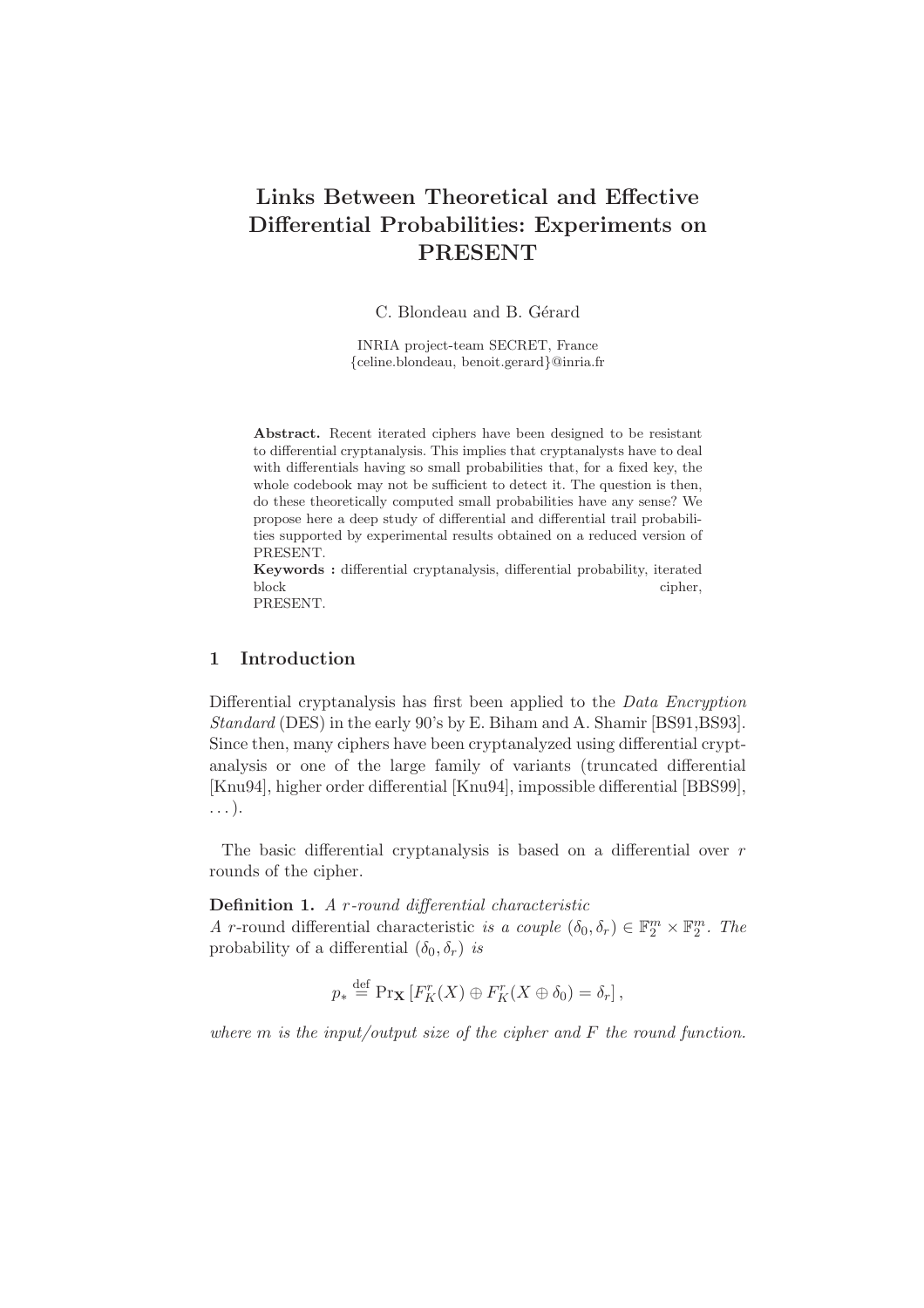# Links Between Theoretical and Effective Differential Probabilities: Experiments on PRESENT

C. Blondeau and B. Gérard

INRIA project-team SECRET, France
{celine.blondeau, benoit.gerard}@inria.fr

**Abstract.** Recent iterated ciphers have been designed to be resistant to differential cryptanalysis. This implies that cryptanalysts have to deal with differentials having so small probabilities that, for a fixed key, the whole codebook may not be sufficient to detect it. The question is then, do these theoretically computed small probabilities have any sense? We propose here a deep study of differential and differential trail probabilities supported by experimental results obtained on a reduced version of PRESENT.

**Keywords :** differential cryptanalysis, differential probability, iterated block cipher, PRESENT.

## 1 Introduction

Differential cryptanalysis has first been applied to the *Data Encryption Standard* (DES) in the early 90's by E. Biham and A. Shamir [BS91,BS93]. Since then, many ciphers have been cryptanalyzed using differential cryptanalysis or one of the large family of variants (truncated differential [Knu94], higher order differential [Knu94], impossible differential [BBS99], ...).

The basic differential cryptanalysis is based on a differential over $r$ rounds of the cipher.

**Definition 1.** *A $r$-round differential characteristic*
*A* $r$-round differential characteristic *is a couple* $(\delta_0, \delta_r) \in \mathbb{F}_2^m \times \mathbb{F}_2^m$. *The* probability of a differential $(\delta_0, \delta_r)$ *is*

$$p_* \stackrel{\text{def}}{=} \Pr_{\mathbf{X}}\left[F_K^r(X) \oplus F_K^r(X \oplus \delta_0) = \delta_r\right],$$

*where $m$ is the input/output size of the cipher and $F$ the round function.*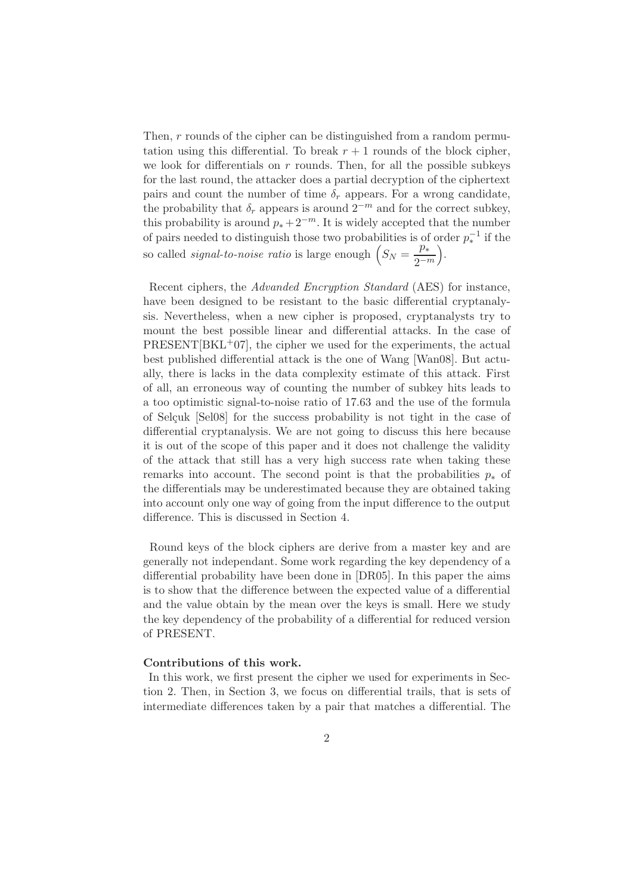Then, $r$ rounds of the cipher can be distinguished from a random permutation using this differential. To break $r + 1$ rounds of the block cipher, we look for differentials on $r$ rounds. Then, for all the possible subkeys for the last round, the attacker does a partial decryption of the ciphertext pairs and count the number of time $\delta_r$ appears. For a wrong candidate, the probability that $\delta_r$ appears is around $2^{-m}$ and for the correct subkey, this probability is around $p_* + 2^{-m}$. It is widely accepted that the number of pairs needed to distinguish those two probabilities is of order $p_*^{-1}$ if the so called *signal-to-noise ratio* is large enough $\left(S_N = \frac{p_*}{2^{-m}}\right)$.

Recent ciphers, the *Advanded Encryption Standard* (AES) for instance, have been designed to be resistant to the basic differential cryptanalysis. Nevertheless, when a new cipher is proposed, cryptanalysts try to mount the best possible linear and differential attacks. In the case of PRESENT[BKL+07], the cipher we used for the experiments, the actual best published differential attack is the one of Wang [Wan08]. But actually, there is lacks in the data complexity estimate of this attack. First of all, an erroneous way of counting the number of subkey hits leads to a too optimistic signal-to-noise ratio of 17.63 and the use of the formula of Selçuk [Sel08] for the success probability is not tight in the case of differential cryptanalysis. We are not going to discuss this here because it is out of the scope of this paper and it does not challenge the validity of the attack that still has a very high success rate when taking these remarks into account. The second point is that the probabilities $p_*$ of the differentials may be underestimated because they are obtained taking into account only one way of going from the input difference to the output difference. This is discussed in Section 4.

Round keys of the block ciphers are derive from a master key and are generally not independant. Some work regarding the key dependency of a differential probability have been done in [DR05]. In this paper the aims is to show that the difference between the expected value of a differential and the value obtain by the mean over the keys is small. Here we study the key dependency of the probability of a differential for reduced version of PRESENT.

**Contributions of this work.**

In this work, we first present the cipher we used for experiments in Section 2. Then, in Section 3, we focus on differential trails, that is sets of intermediate differences taken by a pair that matches a differential. The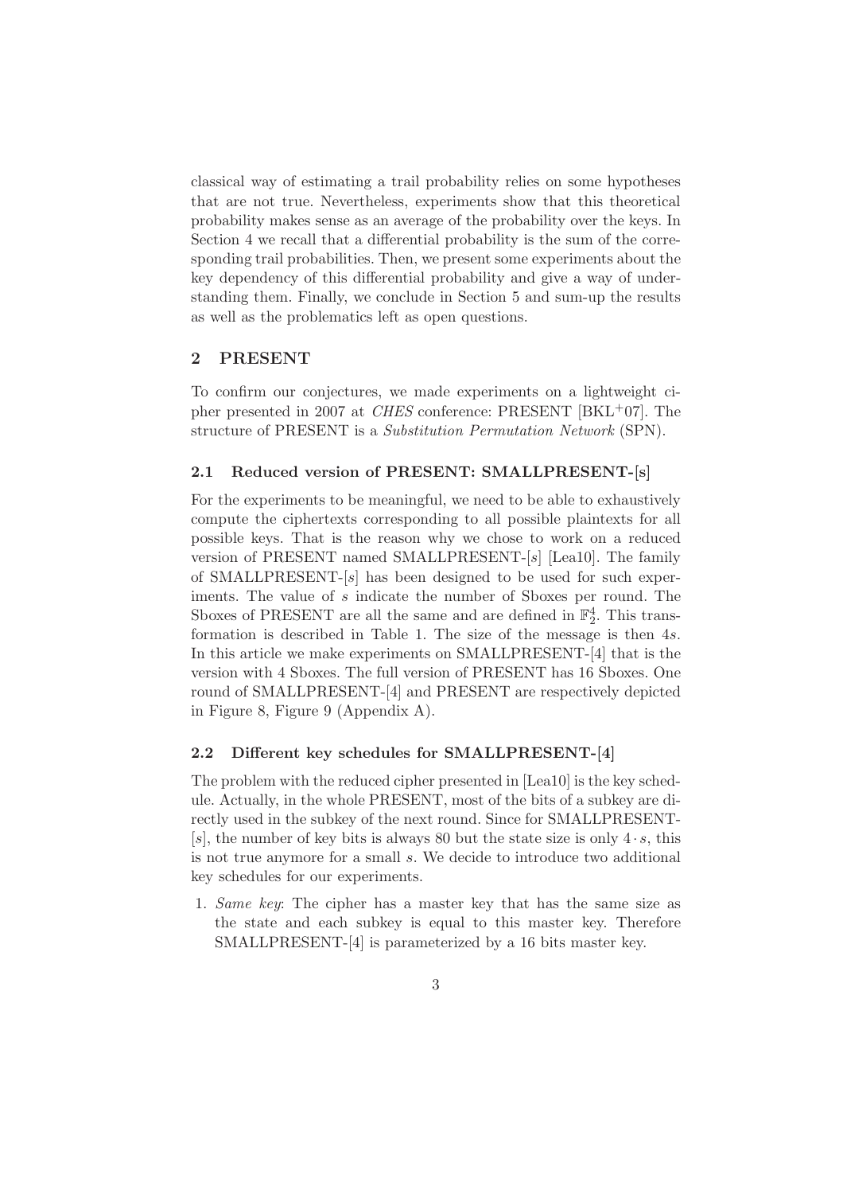classical way of estimating a trail probability relies on some hypotheses that are not true. Nevertheless, experiments show that this theoretical probability makes sense as an average of the probability over the keys. In Section 4 we recall that a differential probability is the sum of the corresponding trail probabilities. Then, we present some experiments about the key dependency of this differential probability and give a way of understanding them. Finally, we conclude in Section 5 and sum-up the results as well as the problematics left as open questions.

## 2 PRESENT

To confirm our conjectures, we made experiments on a lightweight cipher presented in 2007 at *CHES* conference: PRESENT [BKL+07]. The structure of PRESENT is a *Substitution Permutation Network* (SPN).

### 2.1 Reduced version of PRESENT: SMALLPRESENT-[s]

For the experiments to be meaningful, we need to be able to exhaustively compute the ciphertexts corresponding to all possible plaintexts for all possible keys. That is the reason why we chose to work on a reduced version of PRESENT named SMALLPRESENT-[$s$] [Lea10]. The family of SMALLPRESENT-[$s$] has been designed to be used for such experiments. The value of $s$ indicate the number of Sboxes per round. The Sboxes of PRESENT are all the same and are defined in $\mathbb{F}_2^4$. This transformation is described in Table 1. The size of the message is then $4s$. In this article we make experiments on SMALLPRESENT-[4] that is the version with 4 Sboxes. The full version of PRESENT has 16 Sboxes. One round of SMALLPRESENT-[4] and PRESENT are respectively depicted in Figure 8, Figure 9 (Appendix A).

### 2.2 Different key schedules for SMALLPRESENT-[4]

The problem with the reduced cipher presented in [Lea10] is the key schedule. Actually, in the whole PRESENT, most of the bits of a subkey are directly used in the subkey of the next round. Since for SMALLPRESENT-[$s$], the number of key bits is always 80 but the state size is only $4 \cdot s$, this is not true anymore for a small $s$. We decide to introduce two additional key schedules for our experiments.

1. *Same key*: The cipher has a master key that has the same size as the state and each subkey is equal to this master key. Therefore SMALLPRESENT-[4] is parameterized by a 16 bits master key.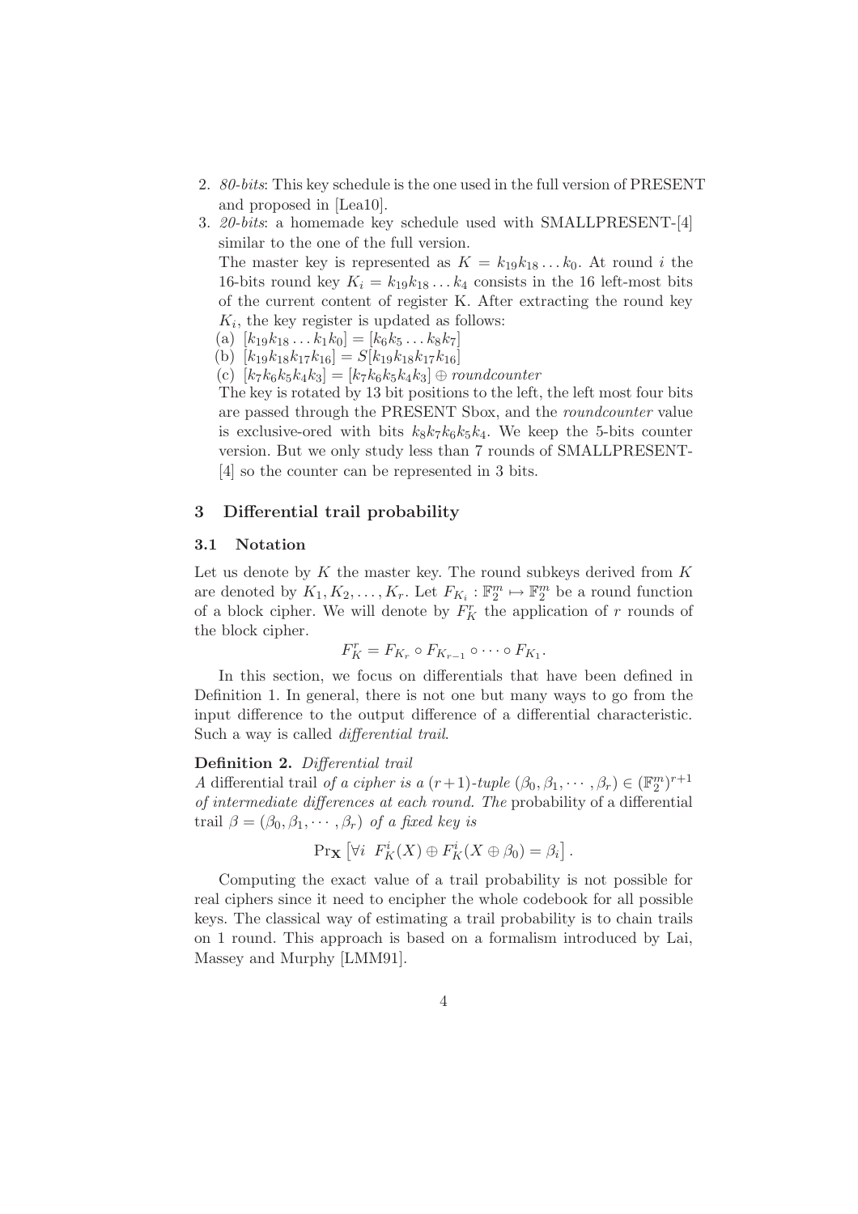2. *80-bits*: This key schedule is the one used in the full version of PRESENT and proposed in [Lea10].
3. *20-bits*: a homemade key schedule used with SMALLPRESENT-[4] similar to the one of the full version.

   The master key is represented as $K = k_{19}k_{18}\ldots k_0$. At round $i$ the 16-bits round key $K_i = k_{19}k_{18}\ldots k_4$ consists in the 16 left-most bits of the current content of register K. After extracting the round key $K_i$, the key register is updated as follows:

   (a) $[k_{19}k_{18}\ldots k_1k_0] = [k_6k_5\ldots k_8k_7]$

   (b) $[k_{19}k_{18}k_{17}k_{16}] = S[k_{19}k_{18}k_{17}k_{16}]$

   (c) $[k_7k_6k_5k_4k_3] = [k_7k_6k_5k_4k_3] \oplus$ *roundcounter*

   The key is rotated by 13 bit positions to the left, the left most four bits are passed through the PRESENT Sbox, and the *roundcounter* value is exclusive-ored with bits $k_8k_7k_6k_5k_4$. We keep the 5-bits counter version. But we only study less than 7 rounds of SMALLPRESENT-[4] so the counter can be represented in 3 bits.

## 3 Differential trail probability

### 3.1 Notation

Let us denote by $K$ the master key. The round subkeys derived from $K$ are denoted by $K_1, K_2, \ldots, K_r$. Let $F_{K_i} : \mathbb{F}_2^m \mapsto \mathbb{F}_2^m$ be a round function of a block cipher. We will denote by $F_K^r$ the application of $r$ rounds of the block cipher.

$$F_K^r = F_{K_r} \circ F_{K_{r-1}} \circ \cdots \circ F_{K_1}.$$

In this section, we focus on differentials that have been defined in Definition 1. In general, there is not one but many ways to go from the input difference to the output difference of a differential characteristic. Such a way is called *differential trail*.

**Definition 2.** *Differential trail*
*A* differential trail *of a cipher is a $(r+1)$-tuple $(\beta_0, \beta_1, \cdots, \beta_r) \in (\mathbb{F}_2^m)^{r+1}$ of intermediate differences at each round. The* probability of a differential trail *$\beta = (\beta_0, \beta_1, \cdots, \beta_r)$ of a fixed key is*

$$\Pr_{\mathbf{X}}\left[\forall i \;\; F_K^i(X) \oplus F_K^i(X \oplus \beta_0) = \beta_i\right].$$

Computing the exact value of a trail probability is not possible for real ciphers since it need to encipher the whole codebook for all possible keys. The classical way of estimating a trail probability is to chain trails on 1 round. This approach is based on a formalism introduced by Lai, Massey and Murphy [LMM91].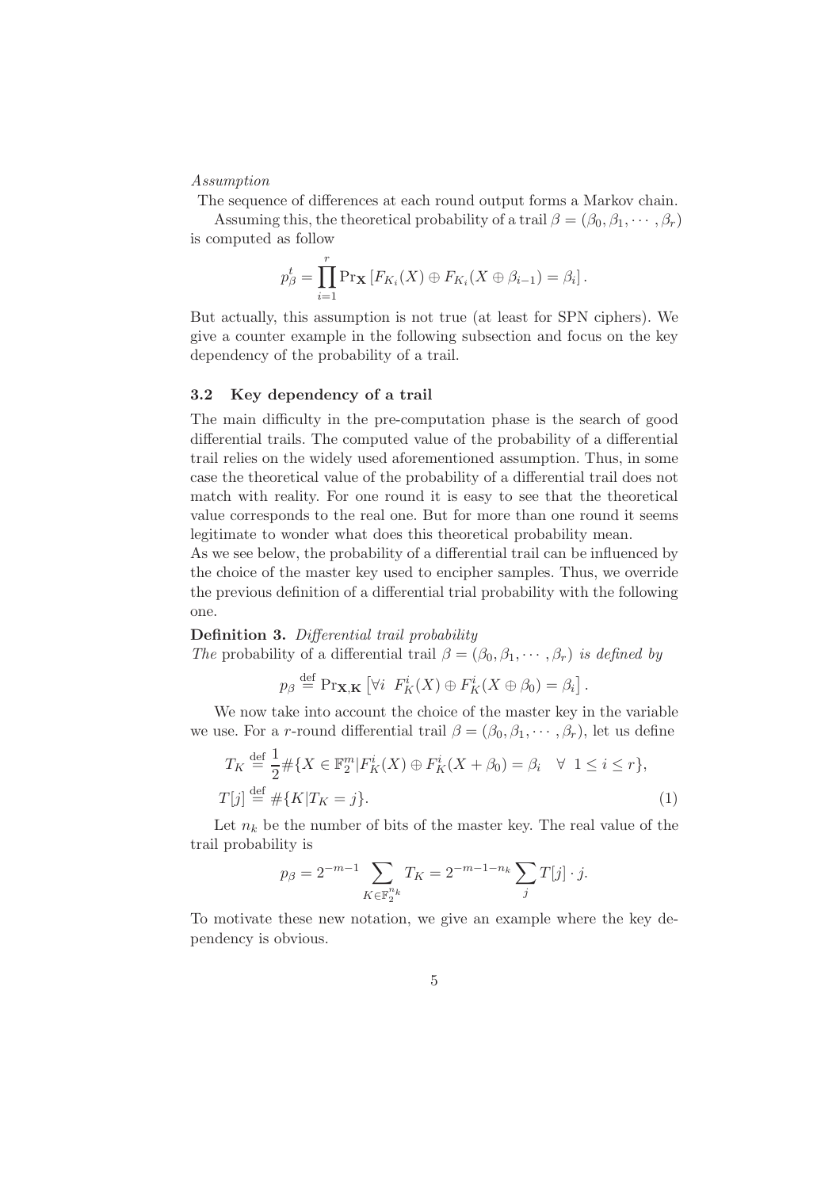*Assumption*

The sequence of differences at each round output forms a Markov chain.

Assuming this, the theoretical probability of a trail $\beta = (\beta_0, \beta_1, \cdots, \beta_r)$ is computed as follow

$$p_\beta^t = \prod_{i=1}^{r} \Pr_{\mathbf{X}} \left[ F_{K_i}(X) \oplus F_{K_i}(X \oplus \beta_{i-1}) = \beta_i \right].$$

But actually, this assumption is not true (at least for SPN ciphers). We give a counter example in the following subsection and focus on the key dependency of the probability of a trail.

### 3.2 Key dependency of a trail

The main difficulty in the pre-computation phase is the search of good differential trails. The computed value of the probability of a differential trail relies on the widely used aforementioned assumption. Thus, in some case the theoretical value of the probability of a differential trail does not match with reality. For one round it is easy to see that the theoretical value corresponds to the real one. But for more than one round it seems legitimate to wonder what does this theoretical probability mean.

As we see below, the probability of a differential trail can be influenced by the choice of the master key used to encipher samples. Thus, we override the previous definition of a differential trial probability with the following one.

**Definition 3.** *Differential trail probability*
*The* probability of a differential trail $\beta = (\beta_0, \beta_1, \cdots, \beta_r)$ *is defined by*

$$p_\beta \stackrel{\text{def}}{=} \Pr_{\mathbf{X},\mathbf{K}} \left[ \forall i \;\; F_K^i(X) \oplus F_K^i(X \oplus \beta_0) = \beta_i \right].$$

We now take into account the choice of the master key in the variable we use. For a $r$-round differential trail $\beta = (\beta_0, \beta_1, \cdots, \beta_r)$, let us define

$$T_K \stackrel{\text{def}}{=} \frac{1}{2} \#\{X \in \mathbb{F}_2^m | F_K^i(X) \oplus F_K^i(X + \beta_0) = \beta_i \quad \forall \;\; 1 \leq i \leq r\},$$

$$T[j] \stackrel{\text{def}}{=} \#\{K | T_K = j\}. \tag{1}$$

Let $n_k$ be the number of bits of the master key. The real value of the trail probability is

$$p_\beta = 2^{-m-1} \sum_{K \in \mathbb{F}_2^{n_k}} T_K = 2^{-m-1-n_k} \sum_j T[j] \cdot j.$$

To motivate these new notation, we give an example where the key dependency is obvious.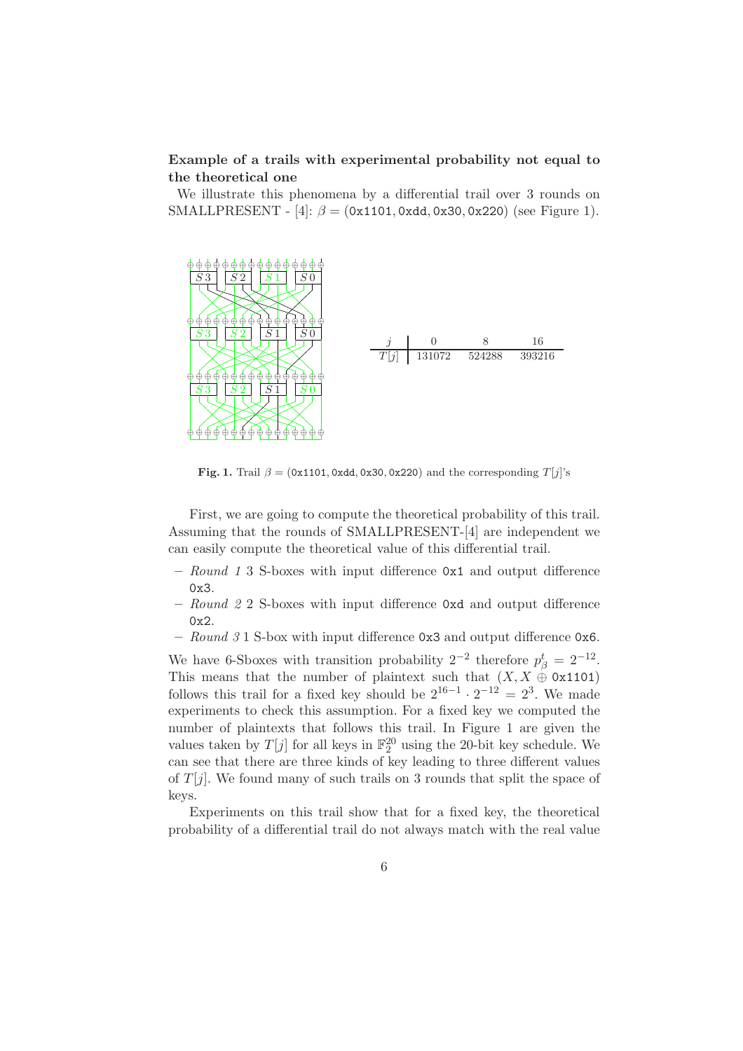**Example of a trails with experimental probability not equal to the theoretical one**

We illustrate this phenomena by a differential trail over 3 rounds on SMALLPRESENT - [4]: $\beta = (\texttt{0x1101}, \texttt{0xdd}, \texttt{0x30}, \texttt{0x220})$ (see Figure 1).

| $j$ | 0 | 8 | 16 |
|---|---|---|---|
| $T[j]$ | 131072 | 524288 | 393216 |

**Fig. 1.** Trail $\beta = (\texttt{0x1101}, \texttt{0xdd}, \texttt{0x30}, \texttt{0x220})$ and the corresponding $T[j]$'s

First, we are going to compute the theoretical probability of this trail. Assuming that the rounds of SMALLPRESENT-[4] are independent we can easily compute the theoretical value of this differential trail.

- *Round 1* 3 S-boxes with input difference `0x1` and output difference `0x3`.
- *Round 2* 2 S-boxes with input difference `0xd` and output difference `0x2`.
- *Round 3* 1 S-box with input difference `0x3` and output difference `0x6`.

We have 6-Sboxes with transition probability $2^{-2}$ therefore $p^t_\beta = 2^{-12}$. This means that the number of plaintext such that $(X, X \oplus \texttt{0x1101})$ follows this trail for a fixed key should be $2^{16-1} \cdot 2^{-12} = 2^3$. We made experiments to check this assumption. For a fixed key we computed the number of plaintexts that follows this trail. In Figure 1 are given the values taken by $T[j]$ for all keys in $\mathbb{F}_2^{20}$ using the 20-bit key schedule. We can see that there are three kinds of key leading to three different values of $T[j]$. We found many of such trails on 3 rounds that split the space of keys.

Experiments on this trail show that for a fixed key, the theoretical probability of a differential trail do not always match with the real value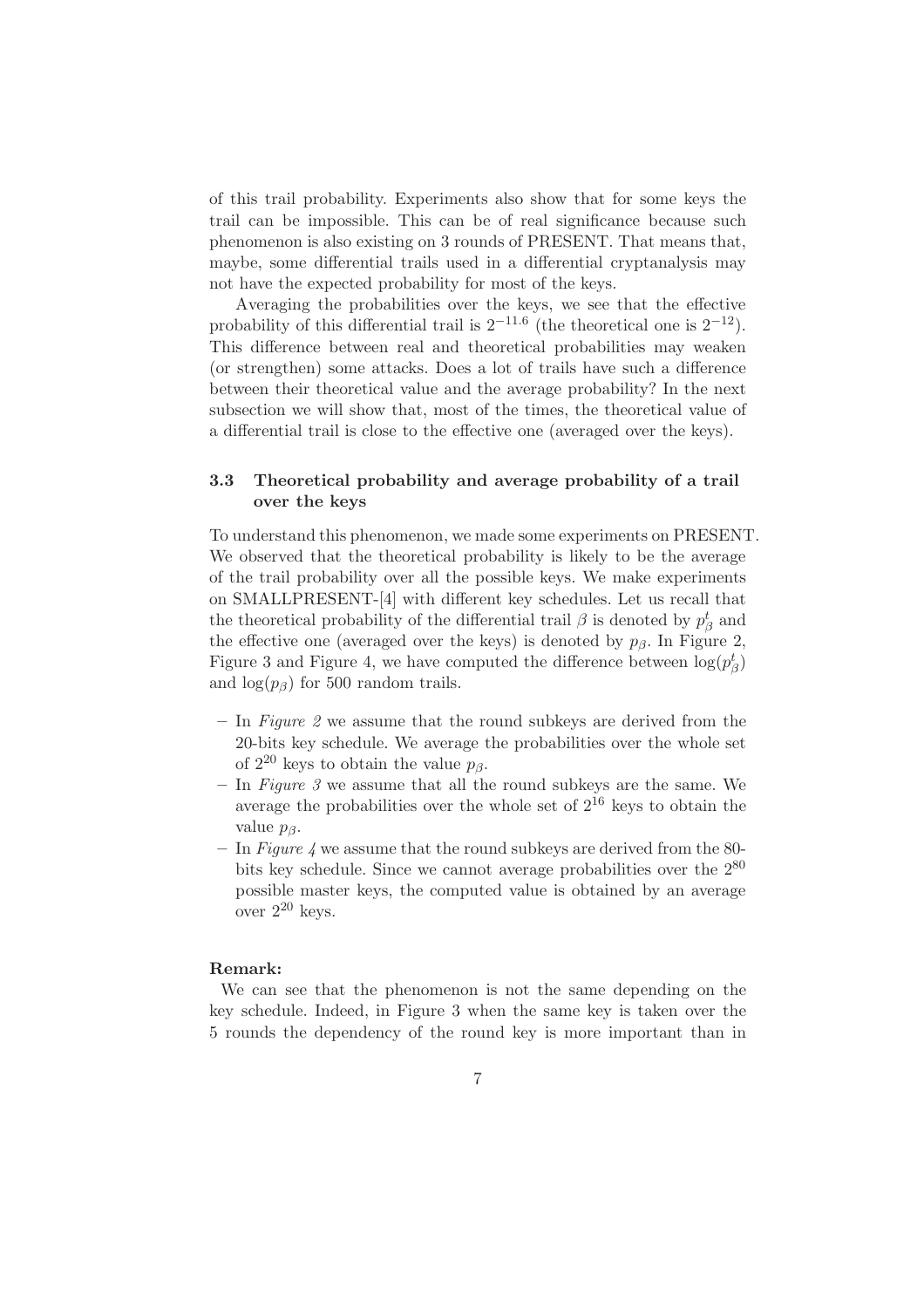of this trail probability. Experiments also show that for some keys the trail can be impossible. This can be of real significance because such phenomenon is also existing on 3 rounds of PRESENT. That means that, maybe, some differential trails used in a differential cryptanalysis may not have the expected probability for most of the keys.

Averaging the probabilities over the keys, we see that the effective probability of this differential trail is $2^{-11.6}$ (the theoretical one is $2^{-12}$). This difference between real and theoretical probabilities may weaken (or strengthen) some attacks. Does a lot of trails have such a difference between their theoretical value and the average probability? In the next subsection we will show that, most of the times, the theoretical value of a differential trail is close to the effective one (averaged over the keys).

### 3.3 Theoretical probability and average probability of a trail over the keys

To understand this phenomenon, we made some experiments on PRESENT. We observed that the theoretical probability is likely to be the average of the trail probability over all the possible keys. We make experiments on SMALLPRESENT-[4] with different key schedules. Let us recall that the theoretical probability of the differential trail $\beta$ is denoted by $p^t_\beta$ and the effective one (averaged over the keys) is denoted by $p_\beta$. In Figure 2, Figure 3 and Figure 4, we have computed the difference between $\log(p^t_\beta)$ and $\log(p_\beta)$ for 500 random trails.

- In *Figure 2* we assume that the round subkeys are derived from the 20-bits key schedule. We average the probabilities over the whole set of $2^{20}$ keys to obtain the value $p_\beta$.
- In *Figure 3* we assume that all the round subkeys are the same. We average the probabilities over the whole set of $2^{16}$ keys to obtain the value $p_\beta$.
- In *Figure 4* we assume that the round subkeys are derived from the 80-bits key schedule. Since we cannot average probabilities over the $2^{80}$ possible master keys, the computed value is obtained by an average over $2^{20}$ keys.

**Remark:**
We can see that the phenomenon is not the same depending on the key schedule. Indeed, in Figure 3 when the same key is taken over the 5 rounds the dependency of the round key is more important than in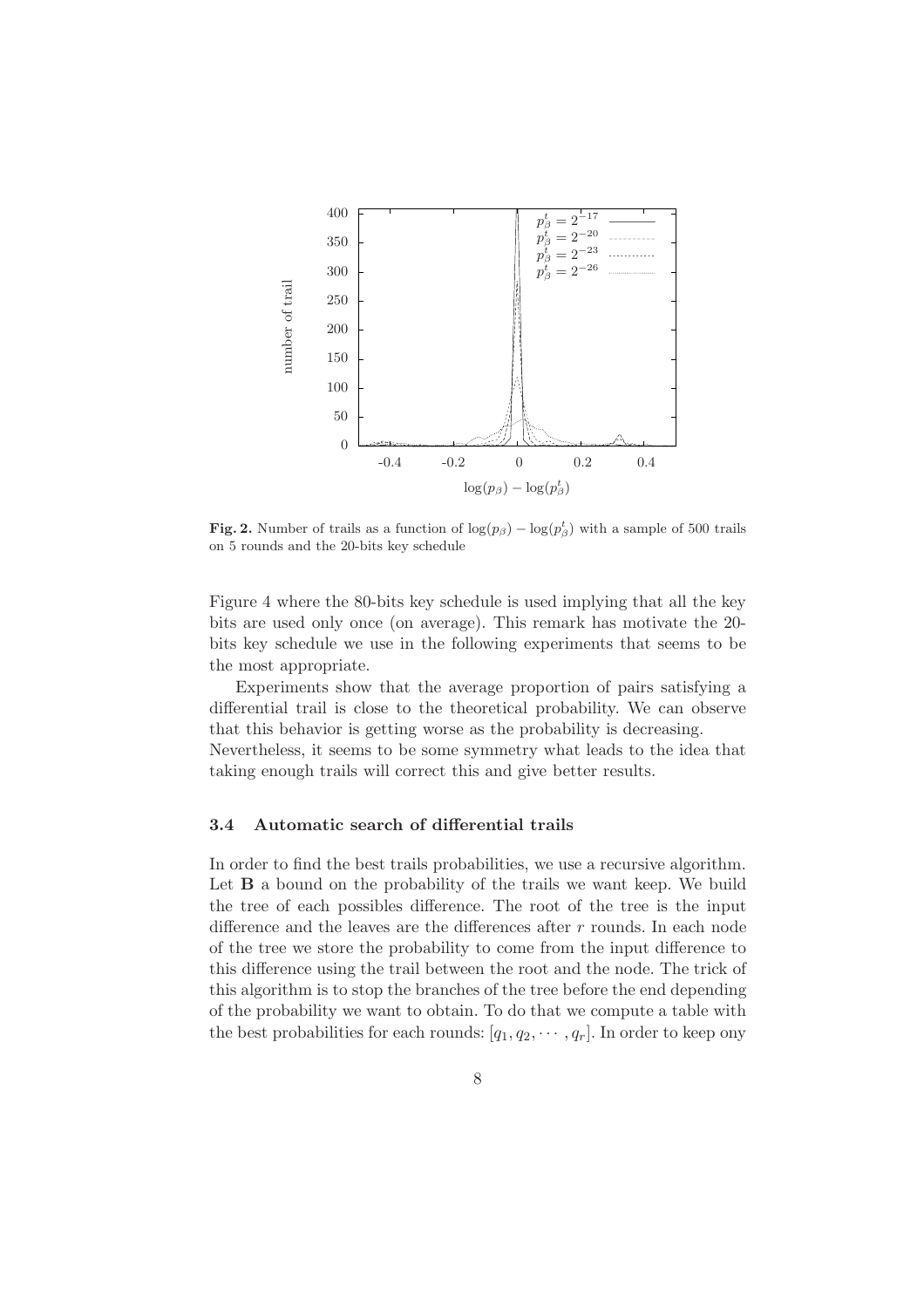**Fig. 2.** Number of trails as a function of $\log(p_\beta) - \log(p^t_\beta)$ with a sample of 500 trails on 5 rounds and the 20-bits key schedule

Figure 4 where the 80-bits key schedule is used implying that all the key bits are used only once (on average). This remark has motivate the 20-bits key schedule we use in the following experiments that seems to be the most appropriate.

Experiments show that the average proportion of pairs satisfying a differential trail is close to the theoretical probability. We can observe that this behavior is getting worse as the probability is decreasing. Nevertheless, it seems to be some symmetry what leads to the idea that taking enough trails will correct this and give better results.

### 3.4 Automatic search of differential trails

In order to find the best trails probabilities, we use a recursive algorithm. Let **B** a bound on the probability of the trails we want keep. We build the tree of each possibles difference. The root of the tree is the input difference and the leaves are the differences after $r$ rounds. In each node of the tree we store the probability to come from the input difference to this difference using the trail between the root and the node. The trick of this algorithm is to stop the branches of the tree before the end depending of the probability we want to obtain. To do that we compute a table with the best probabilities for each rounds: $[q_1, q_2, \cdots, q_r]$. In order to keep ony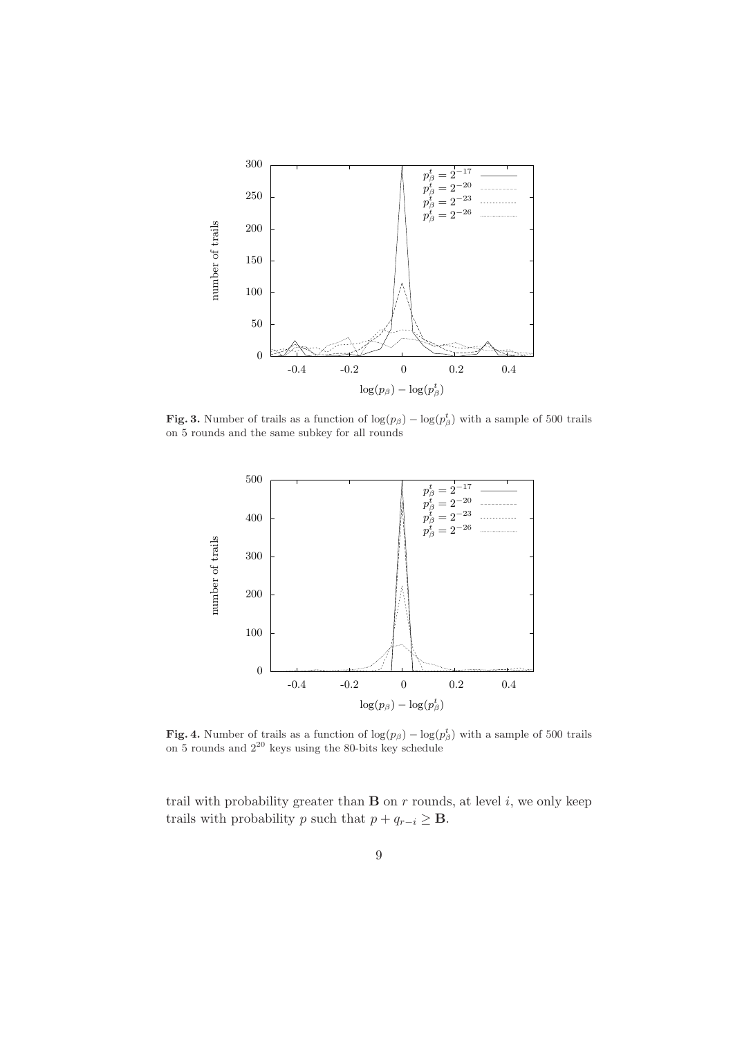**Fig. 3.** Number of trails as a function of $\log(p_\beta) - \log(p^t_\beta)$ with a sample of 500 trails on 5 rounds and the same subkey for all rounds

**Fig. 4.** Number of trails as a function of $\log(p_\beta) - \log(p^t_\beta)$ with a sample of 500 trails on 5 rounds and $2^{20}$ keys using the 80-bits key schedule

trail with probability greater than $\mathbf{B}$ on $r$ rounds, at level $i$, we only keep trails with probability $p$ such that $p + q_{r-i} \geq \mathbf{B}$.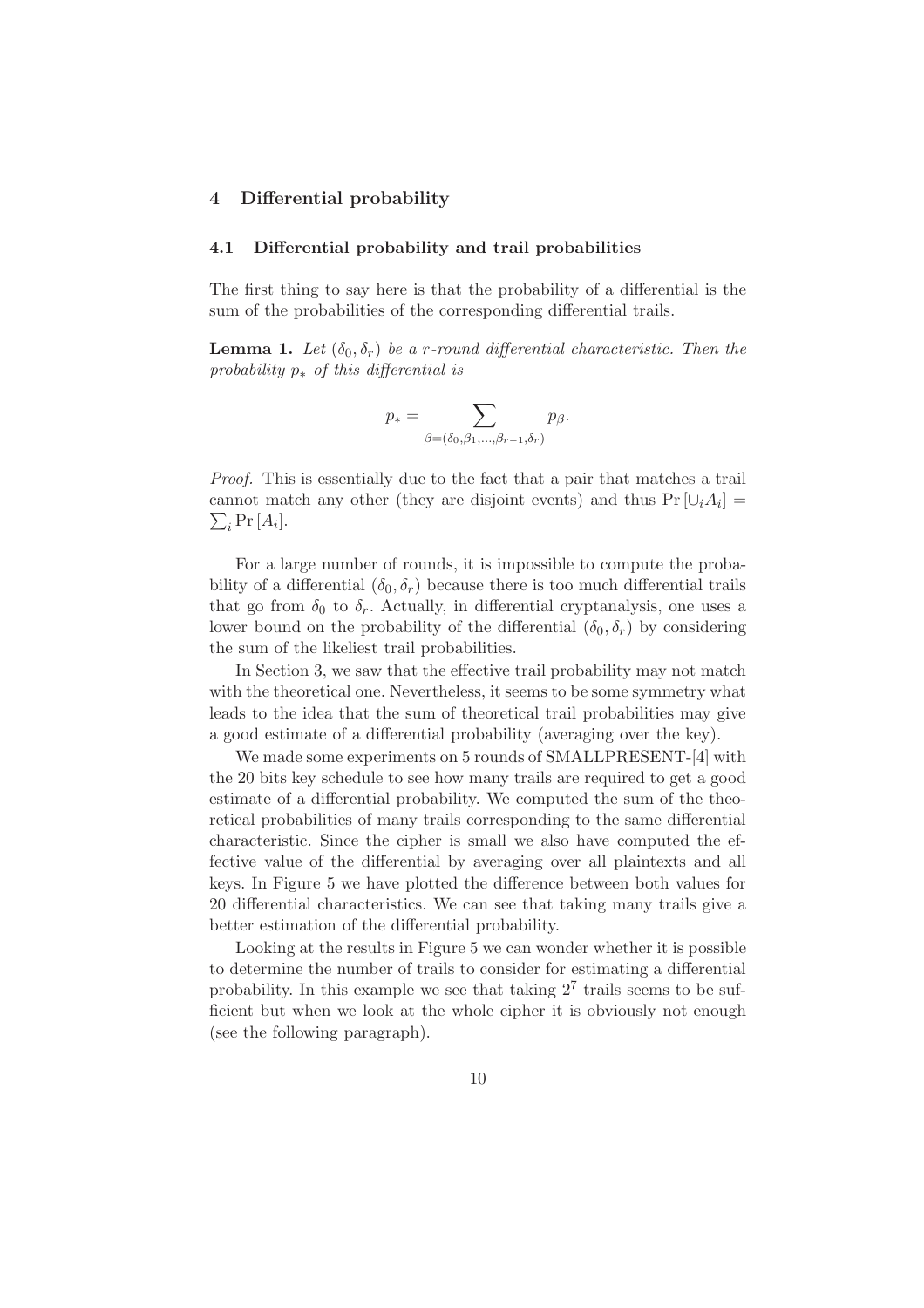## 4 Differential probability

### 4.1 Differential probability and trail probabilities

The first thing to say here is that the probability of a differential is the sum of the probabilities of the corresponding differential trails.

**Lemma 1.** *Let $(\delta_0, \delta_r)$ be a r-round differential characteristic. Then the probability $p_*$ of this differential is*

$$p_* = \sum_{\beta=(\delta_0,\beta_1,\ldots,\beta_{r-1},\delta_r)} p_\beta.$$

*Proof.* This is essentially due to the fact that a pair that matches a trail cannot match any other (they are disjoint events) and thus $\Pr[\cup_i A_i] = \sum_i \Pr[A_i]$.

For a large number of rounds, it is impossible to compute the probability of a differential $(\delta_0, \delta_r)$ because there is too much differential trails that go from $\delta_0$ to $\delta_r$. Actually, in differential cryptanalysis, one uses a lower bound on the probability of the differential $(\delta_0, \delta_r)$ by considering the sum of the likeliest trail probabilities.

In Section 3, we saw that the effective trail probability may not match with the theoretical one. Nevertheless, it seems to be some symmetry what leads to the idea that the sum of theoretical trail probabilities may give a good estimate of a differential probability (averaging over the key).

We made some experiments on 5 rounds of SMALLPRESENT-[4] with the 20 bits key schedule to see how many trails are required to get a good estimate of a differential probability. We computed the sum of the theoretical probabilities of many trails corresponding to the same differential characteristic. Since the cipher is small we also have computed the effective value of the differential by averaging over all plaintexts and all keys. In Figure 5 we have plotted the difference between both values for 20 differential characteristics. We can see that taking many trails give a better estimation of the differential probability.

Looking at the results in Figure 5 we can wonder whether it is possible to determine the number of trails to consider for estimating a differential probability. In this example we see that taking $2^7$ trails seems to be sufficient but when we look at the whole cipher it is obviously not enough (see the following paragraph).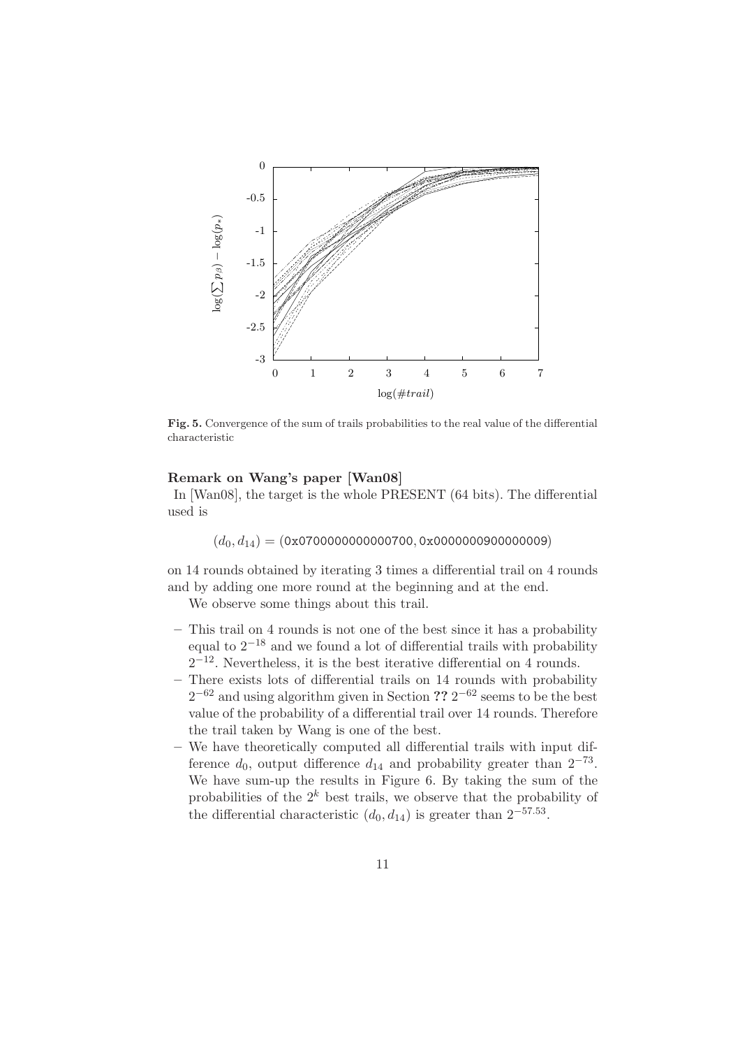**Fig. 5.** Convergence of the sum of trails probabilities to the real value of the differential characteristic

**Remark on Wang's paper [Wan08]**

In [Wan08], the target is the whole PRESENT (64 bits). The differential used is

$$(d_0, d_{14}) = (\texttt{0x0700000000000700}, \texttt{0x0000000900000009})$$

on 14 rounds obtained by iterating 3 times a differential trail on 4 rounds and by adding one more round at the beginning and at the end.

We observe some things about this trail.

– This trail on 4 rounds is not one of the best since it has a probability equal to $2^{-18}$ and we found a lot of differential trails with probability $2^{-12}$. Nevertheless, it is the best iterative differential on 4 rounds.

– There exists lots of differential trails on 14 rounds with probability $2^{-62}$ and using algorithm given in Section **??** $2^{-62}$ seems to be the best value of the probability of a differential trail over 14 rounds. Therefore the trail taken by Wang is one of the best.

– We have theoretically computed all differential trails with input difference $d_0$, output difference $d_{14}$ and probability greater than $2^{-73}$. We have sum-up the results in Figure 6. By taking the sum of the probabilities of the $2^k$ best trails, we observe that the probability of the differential characteristic $(d_0, d_{14})$ is greater than $2^{-57.53}$.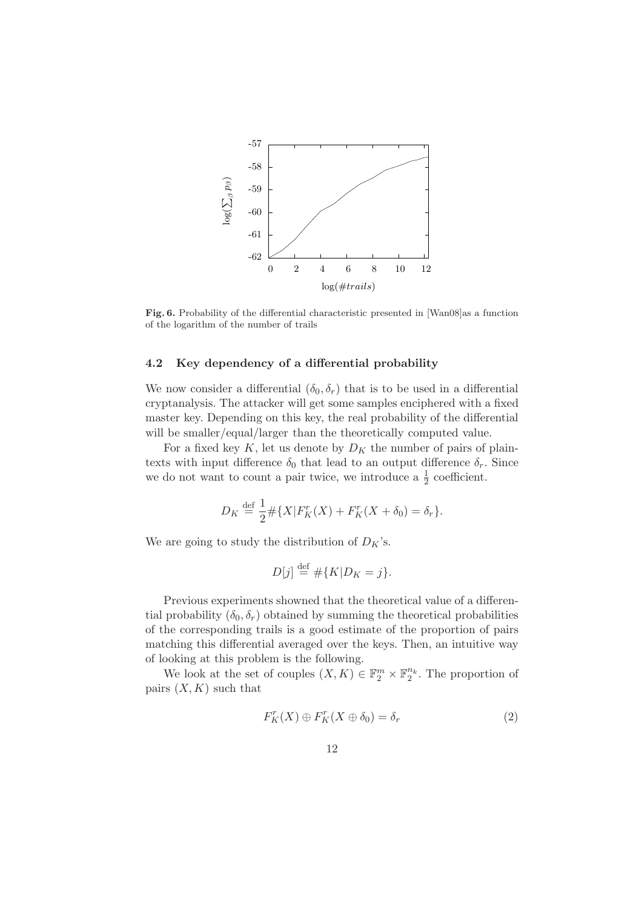**Fig. 6.** Probability of the differential characteristic presented in [Wan08]as a function of the logarithm of the number of trails

### 4.2 Key dependency of a differential probability

We now consider a differential $(\delta_0, \delta_r)$ that is to be used in a differential cryptanalysis. The attacker will get some samples enciphered with a fixed master key. Depending on this key, the real probability of the differential will be smaller/equal/larger than the theoretically computed value.

For a fixed key $K$, let us denote by $D_K$ the number of pairs of plaintexts with input difference $\delta_0$ that lead to an output difference $\delta_r$. Since we do not want to count a pair twice, we introduce a $\frac{1}{2}$ coefficient.

$$D_K \stackrel{\text{def}}{=} \frac{1}{2} \#\{X | F_K^r(X) + F_K^r(X + \delta_0) = \delta_r\}.$$

We are going to study the distribution of $D_K$'s.

$$D[j] \stackrel{\text{def}}{=} \#\{K | D_K = j\}.$$

Previous experiments showned that the theoretical value of a differential probability $(\delta_0, \delta_r)$ obtained by summing the theoretical probabilities of the corresponding trails is a good estimate of the proportion of pairs matching this differential averaged over the keys. Then, an intuitive way of looking at this problem is the following.

We look at the set of couples $(X, K) \in \mathbb{F}_2^m \times \mathbb{F}_2^{n_k}$. The proportion of pairs $(X, K)$ such that

$$F_K^r(X) \oplus F_K^r(X \oplus \delta_0) = \delta_r \tag{2}$$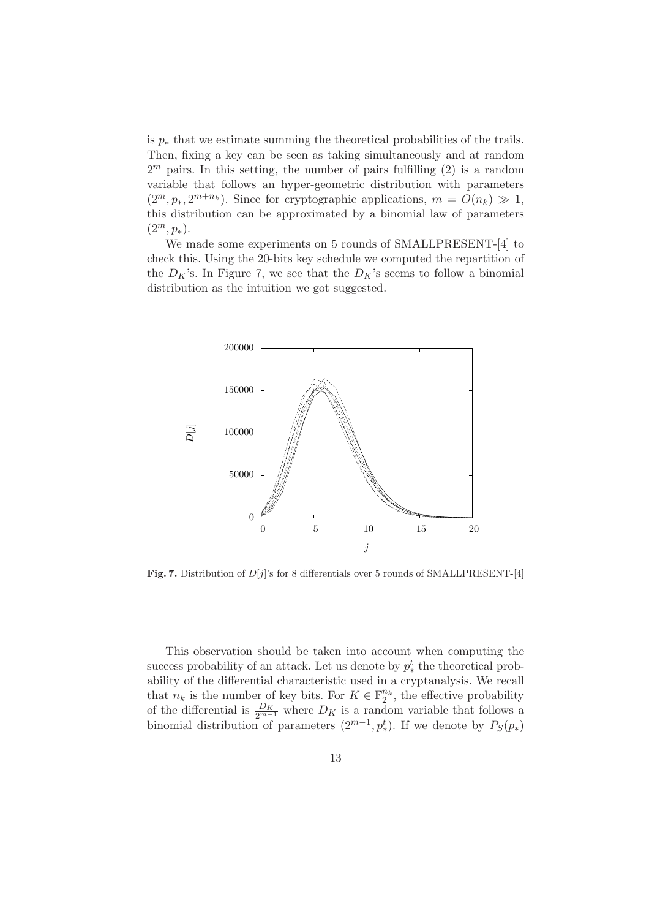is $p_*$ that we estimate summing the theoretical probabilities of the trails. Then, fixing a key can be seen as taking simultaneously and at random $2^m$ pairs. In this setting, the number of pairs fulfilling (2) is a random variable that follows an hyper-geometric distribution with parameters $(2^m, p_*, 2^{m+n_k})$. Since for cryptographic applications, $m = O(n_k) \gg 1$, this distribution can be approximated by a binomial law of parameters $(2^m, p_*)$.

We made some experiments on 5 rounds of SMALLPRESENT-[4] to check this. Using the 20-bits key schedule we computed the repartition of the $D_K$'s. In Figure 7, we see that the $D_K$'s seems to follow a binomial distribution as the intuition we got suggested.

**Fig. 7.** Distribution of $D[j]$'s for 8 differentials over 5 rounds of SMALLPRESENT-[4]

This observation should be taken into account when computing the success probability of an attack. Let us denote by $p_*^t$ the theoretical probability of the differential characteristic used in a cryptanalysis. We recall that $n_k$ is the number of key bits. For $K \in \mathbb{F}_2^{n_k}$, the effective probability of the differential is $\frac{D_K}{2^{m-1}}$ where $D_K$ is a random variable that follows a binomial distribution of parameters $(2^{m-1}, p_*^t)$. If we denote by $P_S(p_*)$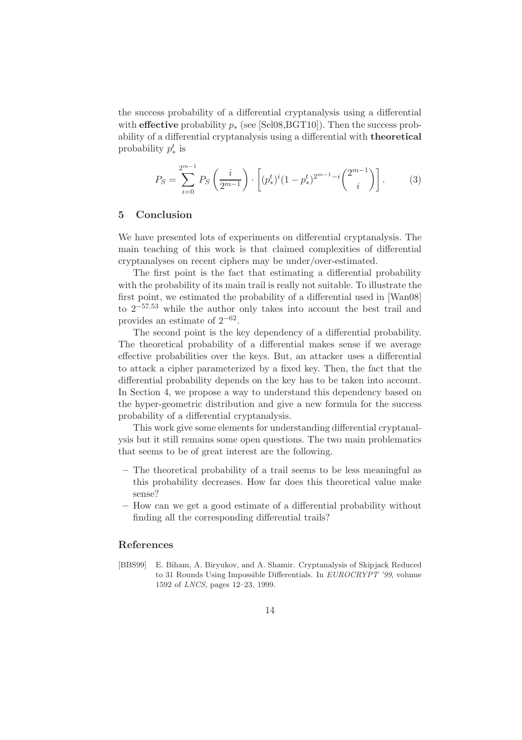the success probability of a differential cryptanalysis using a differential with **effective** probability $p_*$ (see [Sel08,BGT10]). Then the success probability of a differential cryptanalysis using a differential with **theoretical** probability $p_*^t$ is

$$P_S = \sum_{i=0}^{2^{m-1}} P_S\left(\frac{i}{2^{m-1}}\right) \cdot \left[(p_*^t)^i (1-p_*^t)^{2^{m-1}-i} \binom{2^{m-1}}{i}\right]. \qquad (3)$$

## 5 Conclusion

We have presented lots of experiments on differential cryptanalysis. The main teaching of this work is that claimed complexities of differential cryptanalyses on recent ciphers may be under/over-estimated.

The first point is the fact that estimating a differential probability with the probability of its main trail is really not suitable. To illustrate the first point, we estimated the probability of a differential used in [Wan08] to $2^{-57.53}$ while the author only takes into account the best trail and provides an estimate of $2^{-62}$.

The second point is the key dependency of a differential probability. The theoretical probability of a differential makes sense if we average effective probabilities over the keys. But, an attacker uses a differential to attack a cipher parameterized by a fixed key. Then, the fact that the differential probability depends on the key has to be taken into account. In Section 4, we propose a way to understand this dependency based on the hyper-geometric distribution and give a new formula for the success probability of a differential cryptanalysis.

This work give some elements for understanding differential cryptanalysis but it still remains some open questions. The two main problematics that seems to be of great interest are the following.

– The theoretical probability of a trail seems to be less meaningful as this probability decreases. How far does this theoretical value make sense?
– How can we get a good estimate of a differential probability without finding all the corresponding differential trails?

## References

[BBS99] E. Biham, A. Biryukov, and A. Shamir. Cryptanalysis of Skipjack Reduced to 31 Rounds Using Impossible Differentials. In *EUROCRYPT '99*, volume 1592 of *LNCS*, pages 12–23, 1999.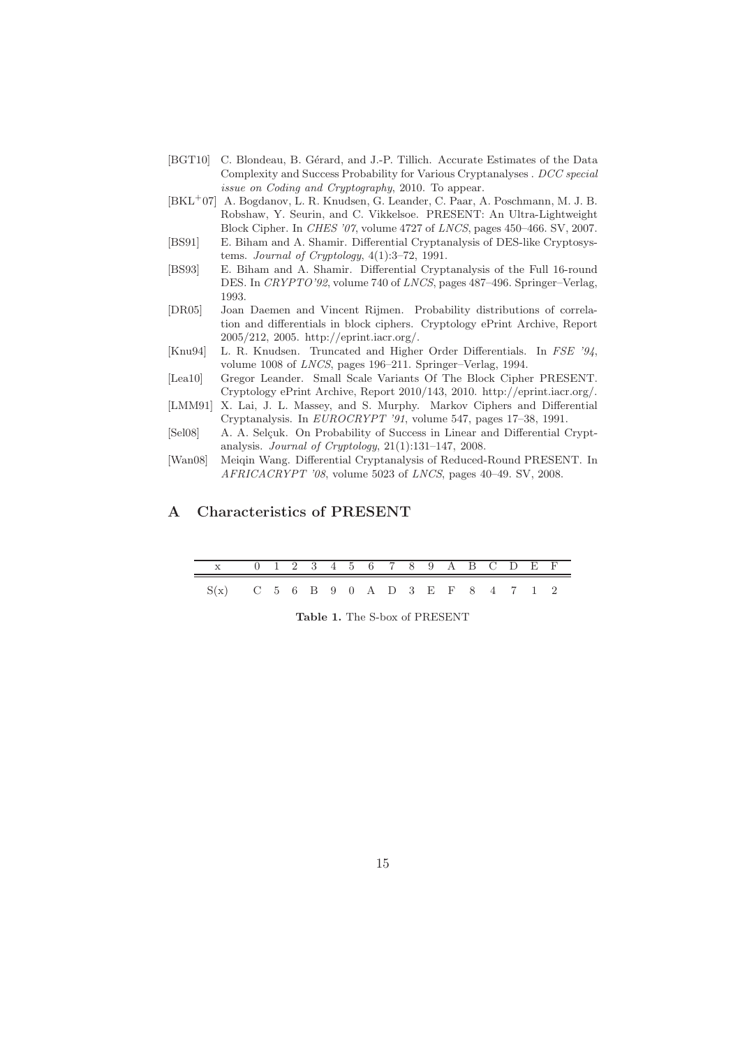[BGT10] C. Blondeau, B. Gérard, and J.-P. Tillich. Accurate Estimates of the Data Complexity and Success Probability for Various Cryptanalyses . *DCC special issue on Coding and Cryptography*, 2010. To appear.

[BKL+07] A. Bogdanov, L. R. Knudsen, G. Leander, C. Paar, A. Poschmann, M. J. B. Robshaw, Y. Seurin, and C. Vikkelsoe. PRESENT: An Ultra-Lightweight Block Cipher. In *CHES '07*, volume 4727 of *LNCS*, pages 450–466. SV, 2007.

[BS91] E. Biham and A. Shamir. Differential Cryptanalysis of DES-like Cryptosystems. *Journal of Cryptology*, 4(1):3–72, 1991.

[BS93] E. Biham and A. Shamir. Differential Cryptanalysis of the Full 16-round DES. In *CRYPTO'92*, volume 740 of *LNCS*, pages 487–496. Springer–Verlag, 1993.

[DR05] Joan Daemen and Vincent Rijmen. Probability distributions of correlation and differentials in block ciphers. Cryptology ePrint Archive, Report 2005/212, 2005. http://eprint.iacr.org/.

[Knu94] L. R. Knudsen. Truncated and Higher Order Differentials. In *FSE '94*, volume 1008 of *LNCS*, pages 196–211. Springer–Verlag, 1994.

[Lea10] Gregor Leander. Small Scale Variants Of The Block Cipher PRESENT. Cryptology ePrint Archive, Report 2010/143, 2010. http://eprint.iacr.org/.

[LMM91] X. Lai, J. L. Massey, and S. Murphy. Markov Ciphers and Differential Cryptanalysis. In *EUROCRYPT '91*, volume 547, pages 17–38, 1991.

[Sel08] A. A. Selçuk. On Probability of Success in Linear and Differential Cryptanalysis. *Journal of Cryptology*, 21(1):131–147, 2008.

[Wan08] Meiqin Wang. Differential Cryptanalysis of Reduced-Round PRESENT. In *AFRICACRYPT '08*, volume 5023 of *LNCS*, pages 40–49. SV, 2008.

## A Characteristics of PRESENT

| x | 0 | 1 | 2 | 3 | 4 | 5 | 6 | 7 | 8 | 9 | A | B | C | D | E | F |
|---|---|---|---|---|---|---|---|---|---|---|---|---|---|---|---|---|
| S(x) | C | 5 | 6 | B | 9 | 0 | A | D | 3 | E | F | 8 | 4 | 7 | 1 | 2 |

**Table 1.** The S-box of PRESENT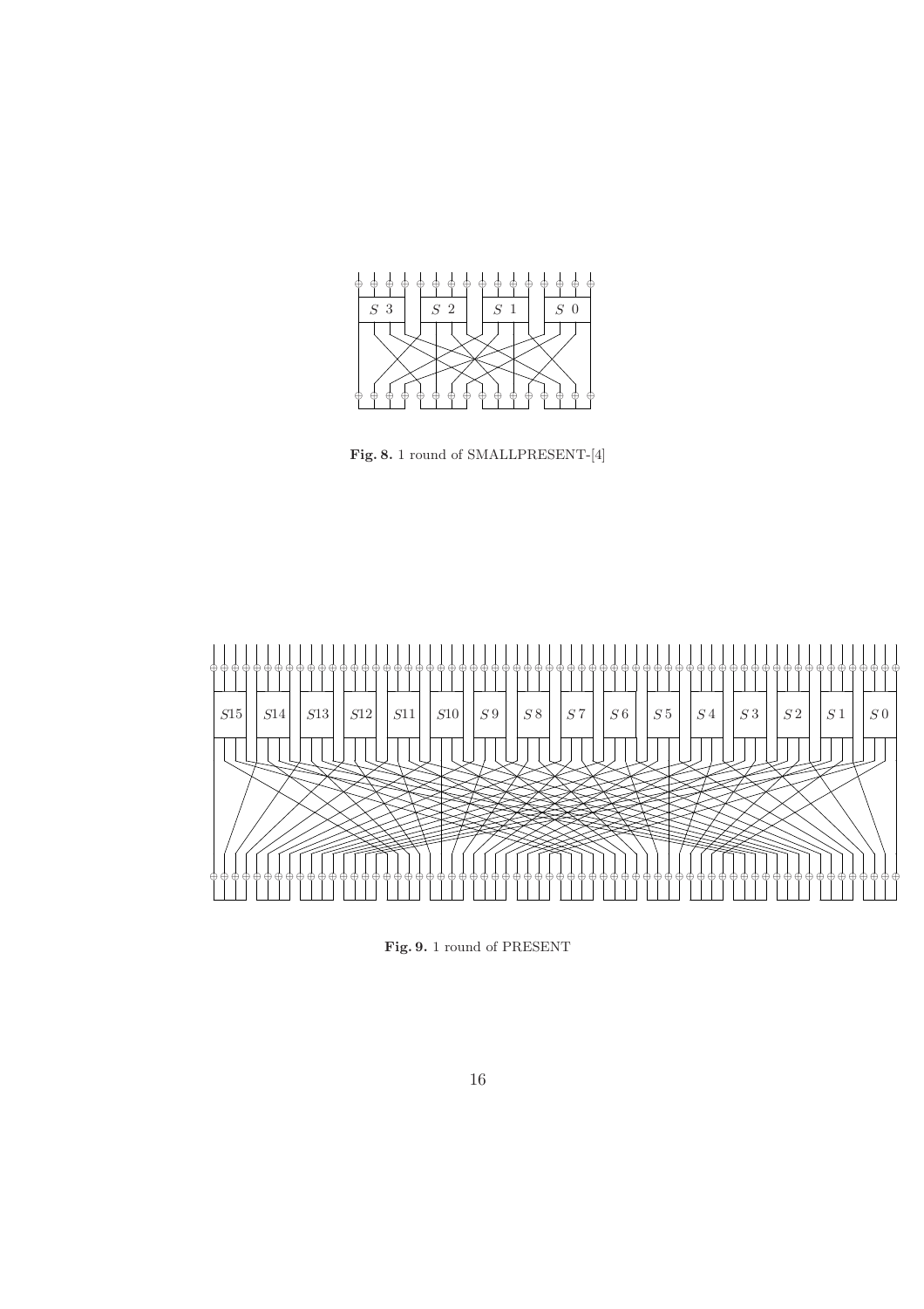S 3 S 2 S 1 S 0

**Fig. 8.** 1 round of SMALLPRESENT-[4]

S15 S14 S13 S12 S11 S10 S 9 S 8 S 7 S 6 S 5 S 4 S 3 S 2 S 1 S 0

**Fig. 9.** 1 round of PRESENT